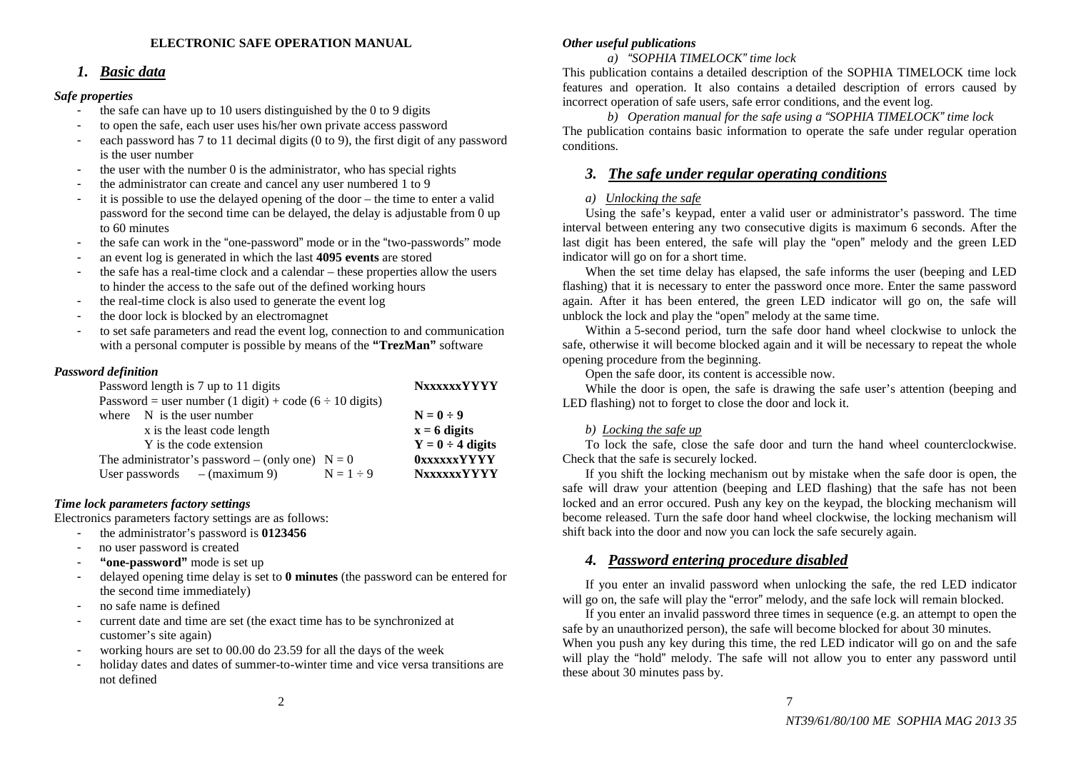**ELECTRONIC SAFE OPERATION MANUAL**

## 1. *Basic data*

### *Safe properties*

- the safe can have up to 10 users distinguished by the 0 to 9 digits
- to open the safe, each user uses his/her own private access password
- each password has 7 to 11 decimal digits (0 to 9), the first digit of any password is the user number
- the user with the number 0 is the administrator, who has special rights
- the administrator can create and cancel any user numbered 1 to 9
- it is possible to use the delayed opening of the door – the time to enter a valid password for the second time can be delayed, the delay is adjustable from 0 up to 60 minutes
- the safe can work in the "one-password" mode or in the "two-passwords" mode
- an event log is generated in which the last **4095 events** are stored
- the safe has a real-time clock and a calendar – these properties allow the users to hinder the access to the safe out of the defined working hours
- the real-time clock is also used to generate the event log
- the door lock is blocked by an electromagnet
- to set safe parameters and read the event log, connection to and communication with a personal computer is possible by means of the **"TrezMan"** software

### *Password definition*

| | | |
|---|---|---|
| Password length is 7 up to 11 digits | | **NxxxxxxYYYY** |
| Password = user number (1 digit) + code (6 ÷ 10 digits) | | |
| where N is the user number | | **N = 0 ÷ 9** |
| x is the least code length | | **x = 6 digits** |
| Y is the code extension | | **Y = 0 ÷ 4 digits** |
| The administrator's password – (only one) | N = 0 | **0xxxxxxYYYY** |
| User passwords – (maximum 9) | N = 1 ÷ 9 | **NxxxxxxYYYY** |

### *Time lock parameters factory settings*

Electronics parameters factory settings are as follows:

- the administrator's password is **0123456**
- no user password is created
- **"one-password"** mode is set up
- delayed opening time delay is set to **0 minutes** (the password can be entered for the second time immediately)
- no safe name is defined
- current date and time are set (the exact time has to be synchronized at customer's site again)
- working hours are set to 00.00 do 23.59 for all the days of the week
- holiday dates and dates of summer-to-winter time and vice versa transitions are not defined

### *Other useful publications*

*a) "SOPHIA TIMELOCK" time lock*

This publication contains a detailed description of the SOPHIA TIMELOCK time lock features and operation. It also contains a detailed description of errors caused by incorrect operation of safe users, safe error conditions, and the event log.

*b) Operation manual for the safe using a "SOPHIA TIMELOCK" time lock*

The publication contains basic information to operate the safe under regular operation conditions.

## 3. *The safe under regular operating conditions*

### *a) Unlocking the safe*

Using the safe's keypad, enter a valid user or administrator's password. The time interval between entering any two consecutive digits is maximum 6 seconds. After the last digit has been entered, the safe will play the "open" melody and the green LED indicator will go on for a short time.

When the set time delay has elapsed, the safe informs the user (beeping and LED flashing) that it is necessary to enter the password once more. Enter the same password again. After it has been entered, the green LED indicator will go on, the safe will unblock the lock and play the "open" melody at the same time.

Within a 5-second period, turn the safe door hand wheel clockwise to unlock the safe, otherwise it will become blocked again and it will be necessary to repeat the whole opening procedure from the beginning.

Open the safe door, its content is accessible now.

While the door is open, the safe is drawing the safe user's attention (beeping and LED flashing) not to forget to close the door and lock it.

### *b) Locking the safe up*

To lock the safe, close the safe door and turn the hand wheel counterclockwise. Check that the safe is securely locked.

If you shift the locking mechanism out by mistake when the safe door is open, the safe will draw your attention (beeping and LED flashing) that the safe has not been locked and an error occured. Push any key on the keypad, the blocking mechanism will become released. Turn the safe door hand wheel clockwise, the locking mechanism will shift back into the door and now you can lock the safe securely again.

## 4. *Password entering procedure disabled*

If you enter an invalid password when unlocking the safe, the red LED indicator will go on, the safe will play the "error" melody, and the safe lock will remain blocked.

If you enter an invalid password three times in sequence (e.g. an attempt to open the safe by an unauthorized person), the safe will become blocked for about 30 minutes. When you push any key during this time, the red LED indicator will go on and the safe will play the "hold" melody. The safe will not allow you to enter any password until these about 30 minutes pass by.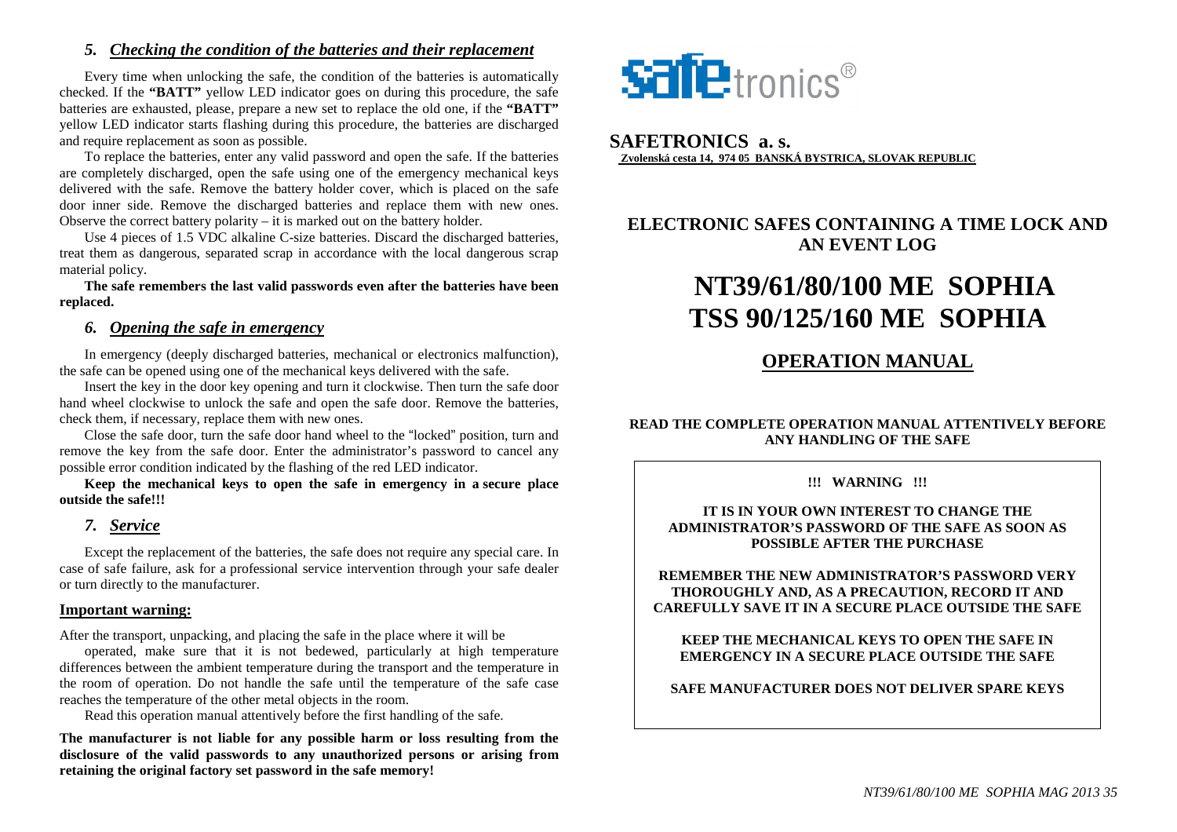### 5. *Checking the condition of the batteries and their replacement*

Every time when unlocking the safe, the condition of the batteries is automatically checked. If the **"BATT"** yellow LED indicator goes on during this procedure, the safe batteries are exhausted, please, prepare a new set to replace the old one, if the **"BATT"** yellow LED indicator starts flashing during this procedure, the batteries are discharged and require replacement as soon as possible.

To replace the batteries, enter any valid password and open the safe. If the batteries are completely discharged, open the safe using one of the emergency mechanical keys delivered with the safe. Remove the battery holder cover, which is placed on the safe door inner side. Remove the discharged batteries and replace them with new ones. Observe the correct battery polarity – it is marked out on the battery holder.

Use 4 pieces of 1.5 VDC alkaline C-size batteries. Discard the discharged batteries, treat them as dangerous, separated scrap in accordance with the local dangerous scrap material policy.

**The safe remembers the last valid passwords even after the batteries have been replaced.**

### 6. *Opening the safe in emergency*

In emergency (deeply discharged batteries, mechanical or electronics malfunction), the safe can be opened using one of the mechanical keys delivered with the safe.

Insert the key in the door key opening and turn it clockwise. Then turn the safe door hand wheel clockwise to unlock the safe and open the safe door. Remove the batteries, check them, if necessary, replace them with new ones.

Close the safe door, turn the safe door hand wheel to the "locked" position, turn and remove the key from the safe door. Enter the administrator's password to cancel any possible error condition indicated by the flashing of the red LED indicator.

**Keep the mechanical keys to open the safe in emergency in a secure place outside the safe!!!**

### 7. *Service*

Except the replacement of the batteries, the safe does not require any special care. In case of safe failure, ask for a professional service intervention through your safe dealer or turn directly to the manufacturer.

**Important warning:**

After the transport, unpacking, and placing the safe in the place where it will be operated, make sure that it is not bedewed, particularly at high temperature differences between the ambient temperature during the transport and the temperature in the room of operation. Do not handle the safe until the temperature of the safe case reaches the temperature of the other metal objects in the room.

Read this operation manual attentively before the first handling of the safe.

**The manufacturer is not liable for any possible harm or loss resulting from the disclosure of the valid passwords to any unauthorized persons or arising from retaining the original factory set password in the safe memory!**

**safetronics®**

**SAFETRONICS a. s.**
**Zvolenská cesta 14, 974 05 BANSKÁ BYSTRICA, SLOVAK REPUBLIC**

## ELECTRONIC SAFES CONTAINING A TIME LOCK AND AN EVENT LOG

# NT39/61/80/100 ME SOPHIA
# TSS 90/125/160 ME SOPHIA

## OPERATION MANUAL

**READ THE COMPLETE OPERATION MANUAL ATTENTIVELY BEFORE ANY HANDLING OF THE SAFE**

**!!! WARNING !!!**

**IT IS IN YOUR OWN INTEREST TO CHANGE THE ADMINISTRATOR'S PASSWORD OF THE SAFE AS SOON AS POSSIBLE AFTER THE PURCHASE**

**REMEMBER THE NEW ADMINISTRATOR'S PASSWORD VERY THOROUGHLY AND, AS A PRECAUTION, RECORD IT AND CAREFULLY SAVE IT IN A SECURE PLACE OUTSIDE THE SAFE**

**KEEP THE MECHANICAL KEYS TO OPEN THE SAFE IN EMERGENCY IN A SECURE PLACE OUTSIDE THE SAFE**

**SAFE MANUFACTURER DOES NOT DELIVER SPARE KEYS**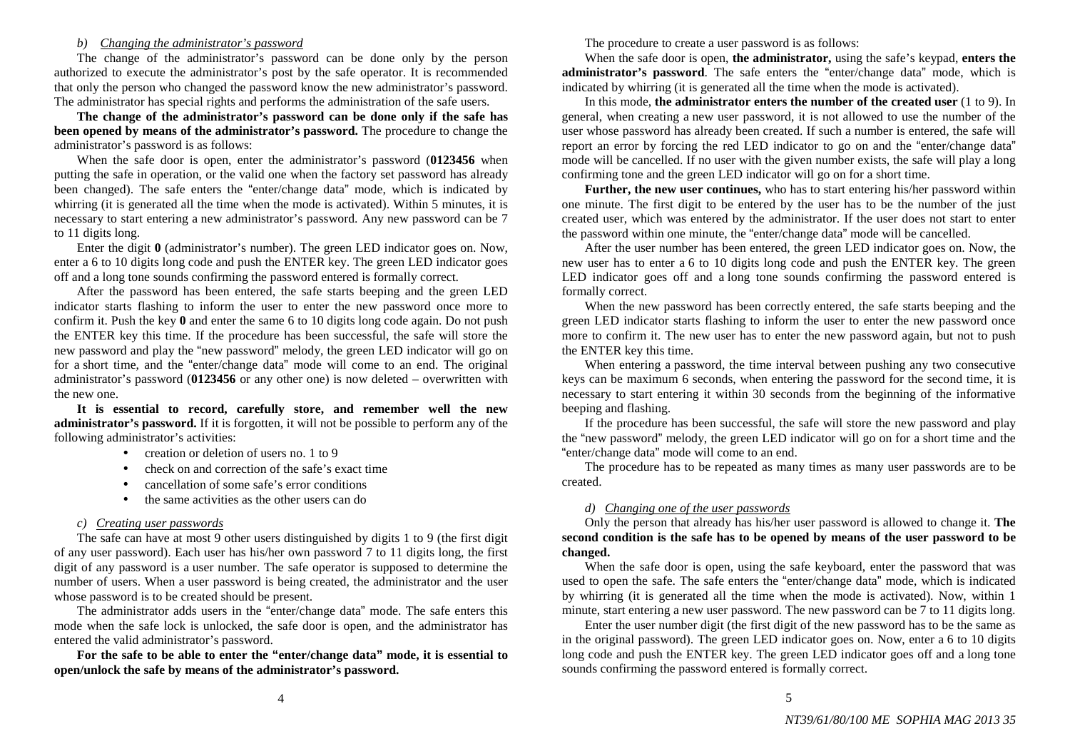### b) *Changing the administrator's password*

The change of the administrator's password can be done only by the person authorized to execute the administrator's post by the safe operator. It is recommended that only the person who changed the password know the new administrator's password. The administrator has special rights and performs the administration of the safe users.

**The change of the administrator's password can be done only if the safe has been opened by means of the administrator's password.** The procedure to change the administrator's password is as follows:

When the safe door is open, enter the administrator's password (**0123456** when putting the safe in operation, or the valid one when the factory set password has already been changed). The safe enters the "enter/change data" mode, which is indicated by whirring (it is generated all the time when the mode is activated). Within 5 minutes, it is necessary to start entering a new administrator's password. Any new password can be 7 to 11 digits long.

Enter the digit **0** (administrator's number). The green LED indicator goes on. Now, enter a 6 to 10 digits long code and push the ENTER key. The green LED indicator goes off and a long tone sounds confirming the password entered is formally correct.

After the password has been entered, the safe starts beeping and the green LED indicator starts flashing to inform the user to enter the new password once more to confirm it. Push the key **0** and enter the same 6 to 10 digits long code again. Do not push the ENTER key this time. If the procedure has been successful, the safe will store the new password and play the "new password" melody, the green LED indicator will go on for a short time, and the "enter/change data" mode will come to an end. The original administrator's password (**0123456** or any other one) is now deleted – overwritten with the new one.

**It is essential to record, carefully store, and remember well the new administrator's password.** If it is forgotten, it will not be possible to perform any of the following administrator's activities:

- creation or deletion of users no. 1 to 9
- check on and correction of the safe's exact time
- cancellation of some safe's error conditions
- the same activities as the other users can do

### c) *Creating user passwords*

The safe can have at most 9 other users distinguished by digits 1 to 9 (the first digit of any user password). Each user has his/her own password 7 to 11 digits long, the first digit of any password is a user number. The safe operator is supposed to determine the number of users. When a user password is being created, the administrator and the user whose password is to be created should be present.

The administrator adds users in the "enter/change data" mode. The safe enters this mode when the safe lock is unlocked, the safe door is open, and the administrator has entered the valid administrator's password.

**For the safe to be able to enter the "enter/change data" mode, it is essential to open/unlock the safe by means of the administrator's password.**

The procedure to create a user password is as follows:

When the safe door is open, **the administrator,** using the safe's keypad, **enters the administrator's password**. The safe enters the "enter/change data" mode, which is indicated by whirring (it is generated all the time when the mode is activated).

In this mode, **the administrator enters the number of the created user** (1 to 9). In general, when creating a new user password, it is not allowed to use the number of the user whose password has already been created. If such a number is entered, the safe will report an error by forcing the red LED indicator to go on and the "enter/change data" mode will be cancelled. If no user with the given number exists, the safe will play a long confirming tone and the green LED indicator will go on for a short time.

**Further, the new user continues,** who has to start entering his/her password within one minute. The first digit to be entered by the user has to be the number of the just created user, which was entered by the administrator. If the user does not start to enter the password within one minute, the "enter/change data" mode will be cancelled.

After the user number has been entered, the green LED indicator goes on. Now, the new user has to enter a 6 to 10 digits long code and push the ENTER key. The green LED indicator goes off and a long tone sounds confirming the password entered is formally correct.

When the new password has been correctly entered, the safe starts beeping and the green LED indicator starts flashing to inform the user to enter the new password once more to confirm it. The new user has to enter the new password again, but not to push the ENTER key this time.

When entering a password, the time interval between pushing any two consecutive keys can be maximum 6 seconds, when entering the password for the second time, it is necessary to start entering it within 30 seconds from the beginning of the informative beeping and flashing.

If the procedure has been successful, the safe will store the new password and play the "new password" melody, the green LED indicator will go on for a short time and the "enter/change data" mode will come to an end.

The procedure has to be repeated as many times as many user passwords are to be created.

### d) *Changing one of the user passwords*

Only the person that already has his/her user password is allowed to change it. **The second condition is the safe has to be opened by means of the user password to be changed.**

When the safe door is open, using the safe keyboard, enter the password that was used to open the safe. The safe enters the "enter/change data" mode, which is indicated by whirring (it is generated all the time when the mode is activated). Now, within 1 minute, start entering a new user password. The new password can be 7 to 11 digits long.

Enter the user number digit (the first digit of the new password has to be the same as in the original password). The green LED indicator goes on. Now, enter a 6 to 10 digits long code and push the ENTER key. The green LED indicator goes off and a long tone sounds confirming the password entered is formally correct.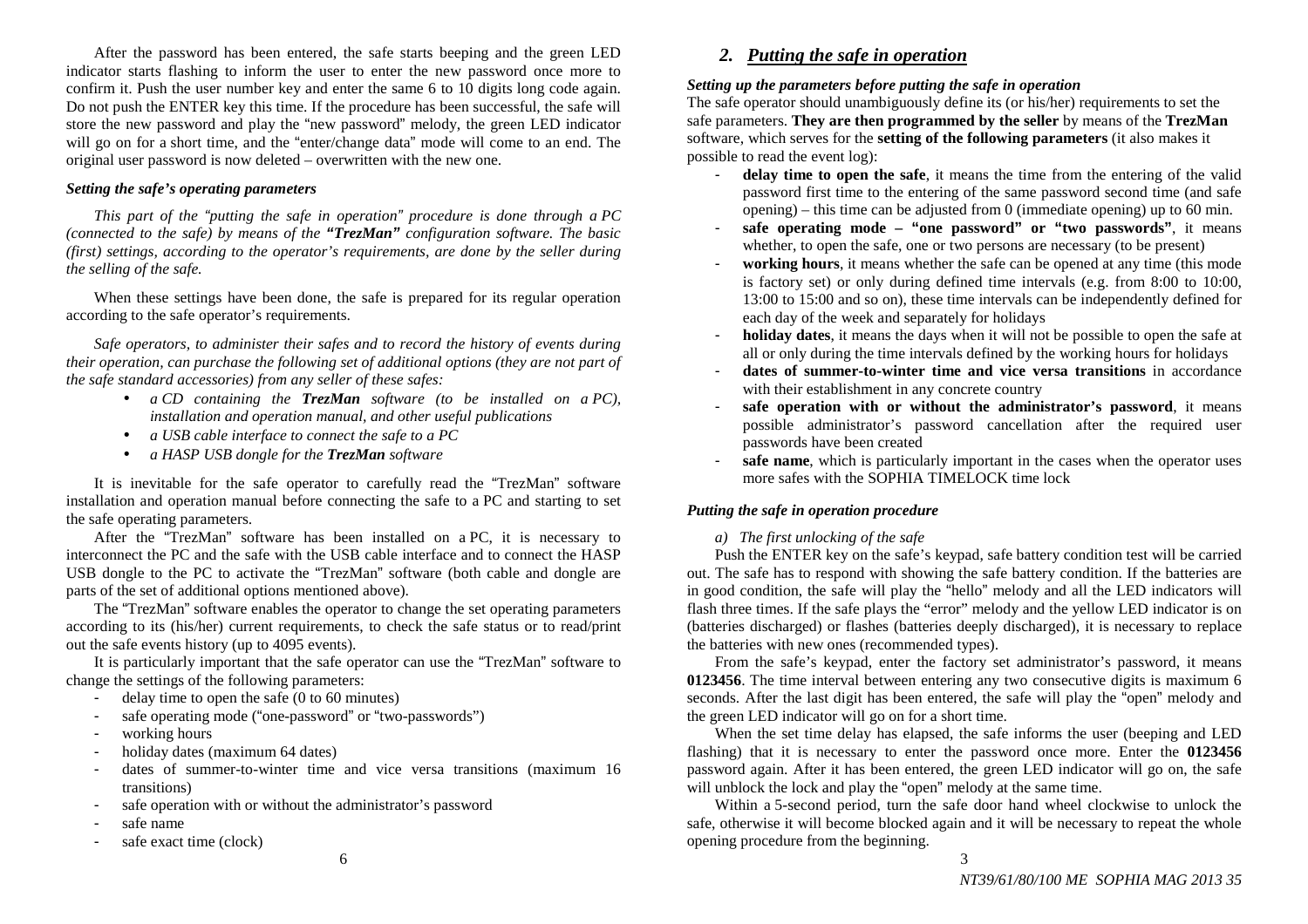After the password has been entered, the safe starts beeping and the green LED indicator starts flashing to inform the user to enter the new password once more to confirm it. Push the user number key and enter the same 6 to 10 digits long code again. Do not push the ENTER key this time. If the procedure has been successful, the safe will store the new password and play the "new password" melody, the green LED indicator will go on for a short time, and the "enter/change data" mode will come to an end. The original user password is now deleted – overwritten with the new one.

***Setting the safe's operating parameters***

*This part of the "putting the safe in operation" procedure is done through a PC (connected to the safe) by means of the **"TrezMan"** configuration software. The basic (first) settings, according to the operator's requirements, are done by the seller during the selling of the safe.*

When these settings have been done, the safe is prepared for its regular operation according to the safe operator's requirements.

*Safe operators, to administer their safes and to record the history of events during their operation, can purchase the following set of additional options (they are not part of the safe standard accessories) from any seller of these safes:*

- *a CD containing the **TrezMan** software (to be installed on a PC), installation and operation manual, and other useful publications*
- *a USB cable interface to connect the safe to a PC*
- *a HASP USB dongle for the **TrezMan** software*

It is inevitable for the safe operator to carefully read the "TrezMan" software installation and operation manual before connecting the safe to a PC and starting to set the safe operating parameters.

After the "TrezMan" software has been installed on a PC, it is necessary to interconnect the PC and the safe with the USB cable interface and to connect the HASP USB dongle to the PC to activate the "TrezMan" software (both cable and dongle are parts of the set of additional options mentioned above).

The "TrezMan" software enables the operator to change the set operating parameters according to its (his/her) current requirements, to check the safe status or to read/print out the safe events history (up to 4095 events).

It is particularly important that the safe operator can use the "TrezMan" software to change the settings of the following parameters:

- delay time to open the safe (0 to 60 minutes)
- safe operating mode ("one-password" or "two-passwords")
- working hours
- holiday dates (maximum 64 dates)
- dates of summer-to-winter time and vice versa transitions (maximum 16 transitions)
- safe operation with or without the administrator's password
- safe name
- safe exact time (clock)

## *2. Putting the safe in operation*

***Setting up the parameters before putting the safe in operation***

The safe operator should unambiguously define its (or his/her) requirements to set the safe parameters. **They are then programmed by the seller** by means of the **TrezMan** software, which serves for the **setting of the following parameters** (it also makes it possible to read the event log):

- **delay time to open the safe**, it means the time from the entering of the valid password first time to the entering of the same password second time (and safe opening) – this time can be adjusted from 0 (immediate opening) up to 60 min.
- **safe operating mode – "one password" or "two passwords"**, it means whether, to open the safe, one or two persons are necessary (to be present)
- **working hours**, it means whether the safe can be opened at any time (this mode is factory set) or only during defined time intervals (e.g. from 8:00 to 10:00, 13:00 to 15:00 and so on), these time intervals can be independently defined for each day of the week and separately for holidays
- **holiday dates**, it means the days when it will not be possible to open the safe at all or only during the time intervals defined by the working hours for holidays
- **dates of summer-to-winter time and vice versa transitions** in accordance with their establishment in any concrete country
- **safe operation with or without the administrator's password**, it means possible administrator's password cancellation after the required user passwords have been created
- **safe name**, which is particularly important in the cases when the operator uses more safes with the SOPHIA TIMELOCK time lock

***Putting the safe in operation procedure***

*a) The first unlocking of the safe*

Push the ENTER key on the safe's keypad, safe battery condition test will be carried out. The safe has to respond with showing the safe battery condition. If the batteries are in good condition, the safe will play the "hello" melody and all the LED indicators will flash three times. If the safe plays the "error" melody and the yellow LED indicator is on (batteries discharged) or flashes (batteries deeply discharged), it is necessary to replace the batteries with new ones (recommended types).

From the safe's keypad, enter the factory set administrator's password, it means **0123456**. The time interval between entering any two consecutive digits is maximum 6 seconds. After the last digit has been entered, the safe will play the "open" melody and the green LED indicator will go on for a short time.

When the set time delay has elapsed, the safe informs the user (beeping and LED flashing) that it is necessary to enter the password once more. Enter the **0123456** password again. After it has been entered, the green LED indicator will go on, the safe will unblock the lock and play the "open" melody at the same time.

Within a 5-second period, turn the safe door hand wheel clockwise to unlock the safe, otherwise it will become blocked again and it will be necessary to repeat the whole opening procedure from the beginning.